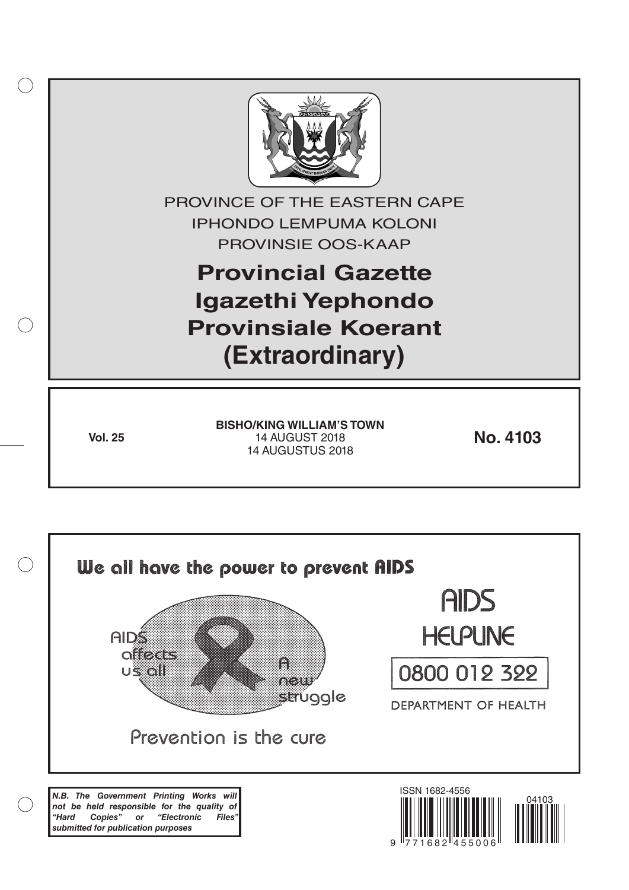PROVINCE OF THE EASTERN CAPE
IPHONDO LEMPUMA KOLONI
PROVINSIE OOS-KAAP

# Provincial Gazette
# Igazethi Yephondo
# Provinsiale Koerant
# (Extraordinary)

**Vol. 25**

**BISHO/KING WILLIAM'S TOWN**
14 AUGUST 2018
14 AUGUSTUS 2018

**No. 4103**

We all have the power to prevent AIDS

AIDS affects us all

A new struggle

Prevention is the cure

AIDS HELPLINE

0800 012 322

DEPARTMENT OF HEALTH

***N.B. The Government Printing Works will not be held responsible for the quality of "Hard Copies" or "Electronic Files" submitted for publication purposes***

ISSN 1682-4556

9 771682 455006

04103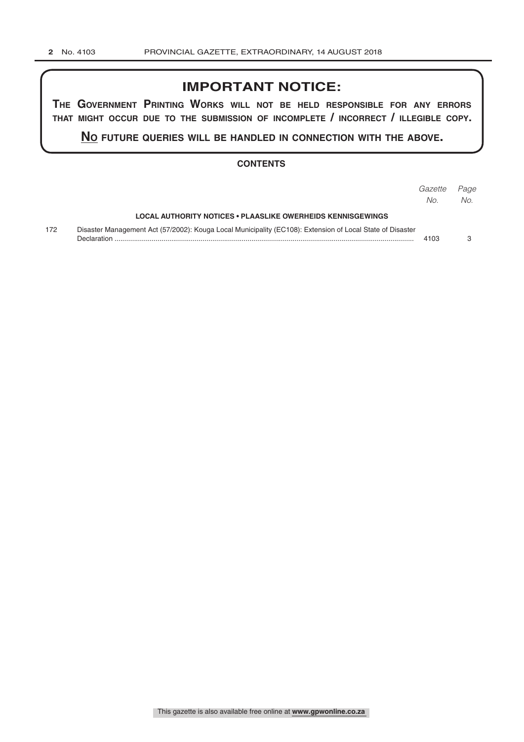## IMPORTANT NOTICE:

**THE GOVERNMENT PRINTING WORKS WILL NOT BE HELD RESPONSIBLE FOR ANY ERRORS THAT MIGHT OCCUR DUE TO THE SUBMISSION OF INCOMPLETE / INCORRECT / ILLEGIBLE COPY.**

**NO FUTURE QUERIES WILL BE HANDLED IN CONNECTION WITH THE ABOVE.**

### CONTENTS

| | | *Gazette No.* | *Page No.* |
|---|---|---|---|
| | **LOCAL AUTHORITY NOTICES • PLAASLIKE OWERHEIDS KENNISGEWINGS** | | |
| 172 | Disaster Management Act (57/2002): Kouga Local Municipality (EC108): Extension of Local State of Disaster Declaration | 4103 | 3 |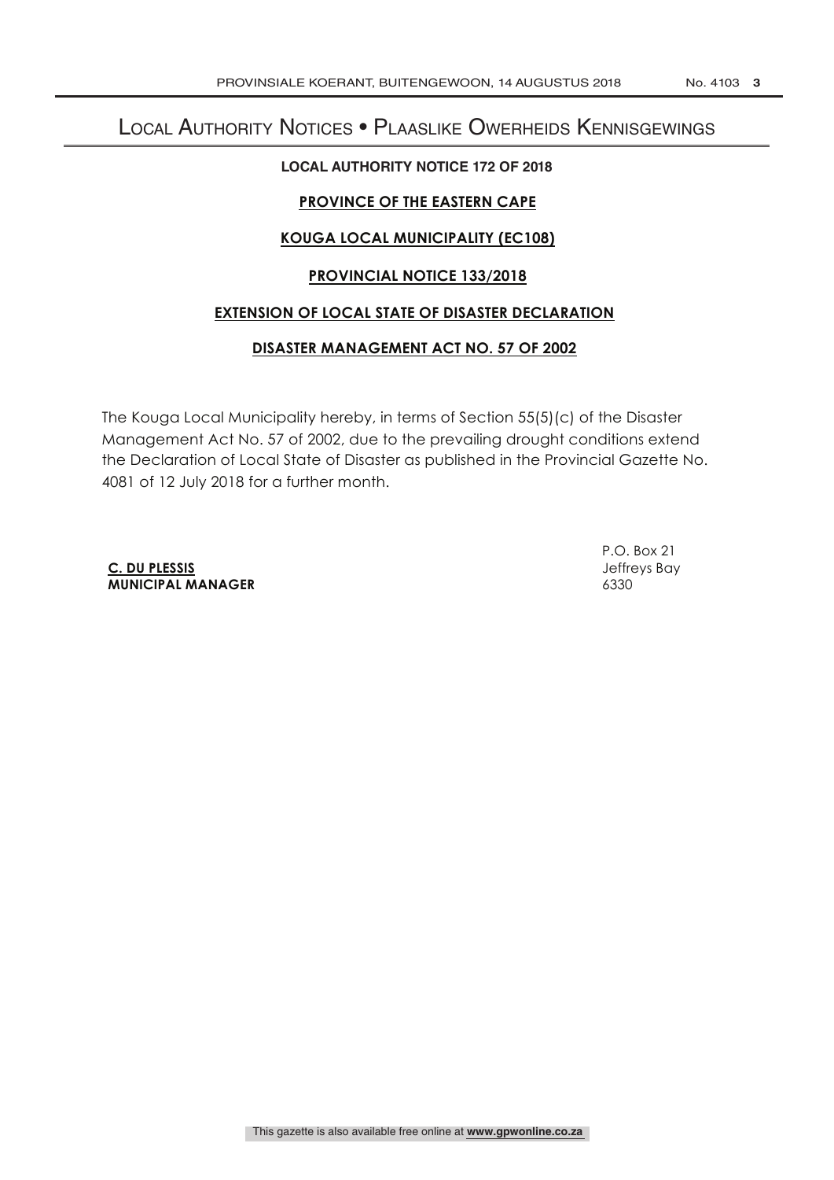# Local Authority Notices • Plaaslike Owerheids Kennisgewings

## LOCAL AUTHORITY NOTICE 172 OF 2018

**PROVINCE OF THE EASTERN CAPE**

**KOUGA LOCAL MUNICIPALITY (EC108)**

**PROVINCIAL NOTICE 133/2018**

**EXTENSION OF LOCAL STATE OF DISASTER DECLARATION**

**DISASTER MANAGEMENT ACT NO. 57 OF 2002**

The Kouga Local Municipality hereby, in terms of Section 55(5)(c) of the Disaster Management Act No. 57 of 2002, due to the prevailing drought conditions extend the Declaration of Local State of Disaster as published in the Provincial Gazette No. 4081 of 12 July 2018 for a further month.

**C. DU PLESSIS**
**MUNICIPAL MANAGER**

P.O. Box 21
Jeffreys Bay
6330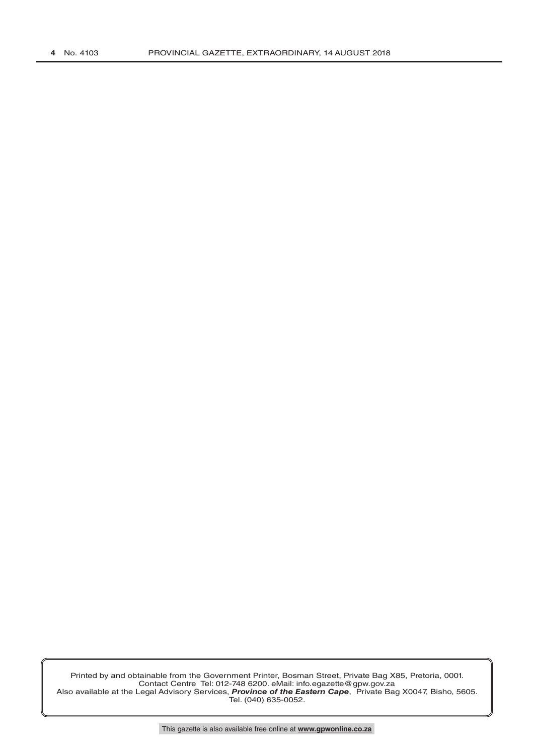Printed by and obtainable from the Government Printer, Bosman Street, Private Bag X85, Pretoria, 0001.
Contact Centre Tel: 012-748 6200. eMail: info.egazette@gpw.gov.za
Also available at the Legal Advisory Services, ***Province of the Eastern Cape***, Private Bag X0047, Bisho, 5605.
Tel. (040) 635-0052.

This gazette is also available free online at **www.gpwonline.co.za**